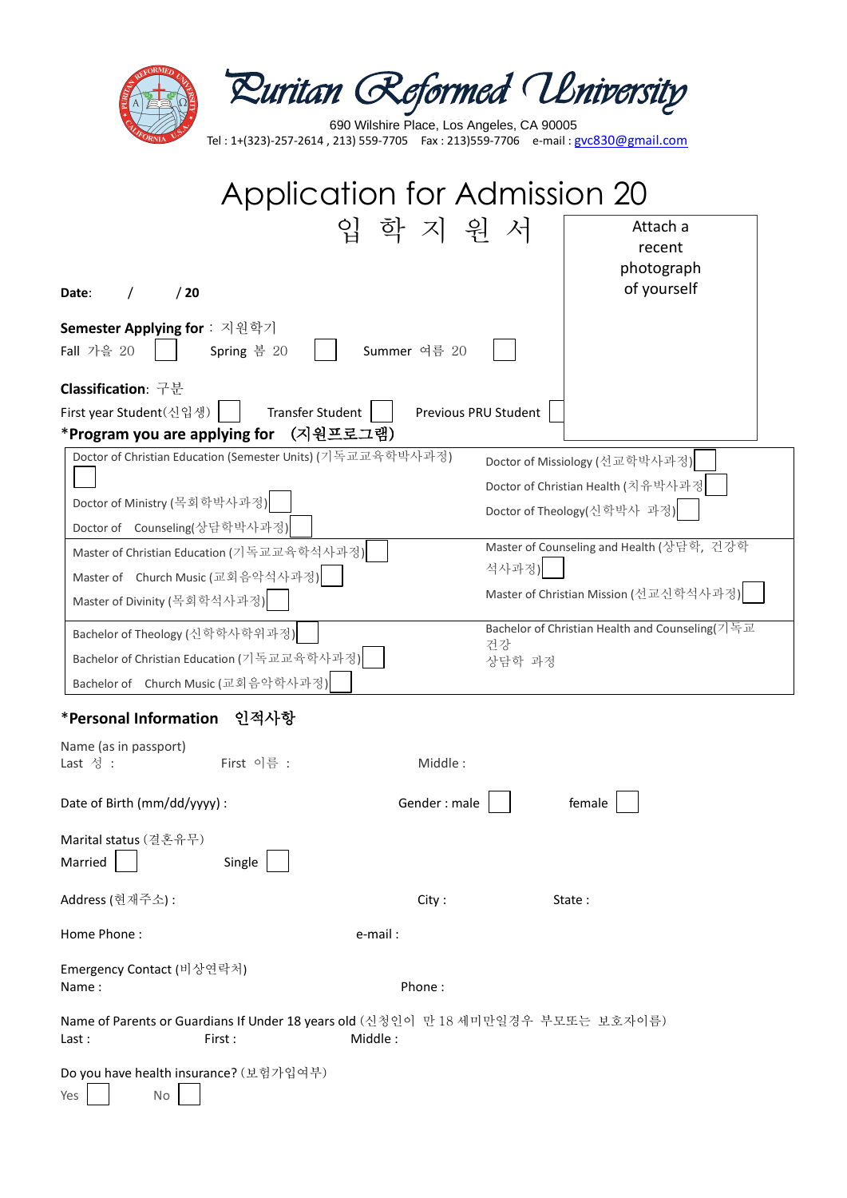# Puritan Reformed University

690 Wilshire Place, Los Angeles, CA 90005

Tel : 1+(323)-257-2614 , 213) 559-7705 Fax : 213)559-7706 e-mail : gvc830@gmail.com

# Application for Admission 20

## 입 학 지 원 서

Attach a recent photograph of yourself

**Date**: / / **20**

**Semester Applying for** : 지원학기

Fall 가을 20 ☐ Spring 봄 20 ☐ Summer 여름 20 ☐

**Classification**: 구분

First year Student(신입생) ☐ Transfer Student ☐ Previous PRU Student ☐

**\*Program you are applying for (지원프로그램)**

| | |
|---|---|
| Doctor of Christian Education (Semester Units) (기독교교육학박사과정) ☐<br>Doctor of Ministry (목회학박사과정) ☐<br>Doctor of Counseling(상담학박사과정) ☐ | Doctor of Missiology (선교학박사과정) ☐<br>Doctor of Christian Health (치유박사과정) ☐<br>Doctor of Theology(신학박사 과정) ☐ |
| Master of Christian Education (기독교교육학석사과정) ☐<br>Master of Church Music (교회음악석사과정) ☐<br>Master of Divinity (목회학석사과정) ☐ | Master of Counseling and Health (상담학, 건강학 석사과정) ☐<br>Master of Christian Mission (선교신학석사과정) ☐ |
| Bachelor of Theology (신학학사학위과정) ☐<br>Bachelor of Christian Education (기독교교육학사과정) ☐<br>Bachelor of Church Music (교회음악학사과정) ☐ | Bachelor of Christian Health and Counseling(기독교 건강 상담학 과정 |

**\*Personal Information 인적사항**

Name (as in passport)

Last 성 : First 이름 : Middle :

Date of Birth (mm/dd/yyyy) : Gender : male ☐ female ☐

Marital status (결혼유무)

Married ☐ Single ☐

Address (현재주소) : City : State :

Home Phone : e-mail :

Emergency Contact (비상연락처)

Name : Phone :

Name of Parents or Guardians If Under 18 years old (신청인이 만 18 세미만일경우 부모또는 보호자이름)

Last : First : Middle :

Do you have health insurance? (보험가입여부)

Yes ☐ No ☐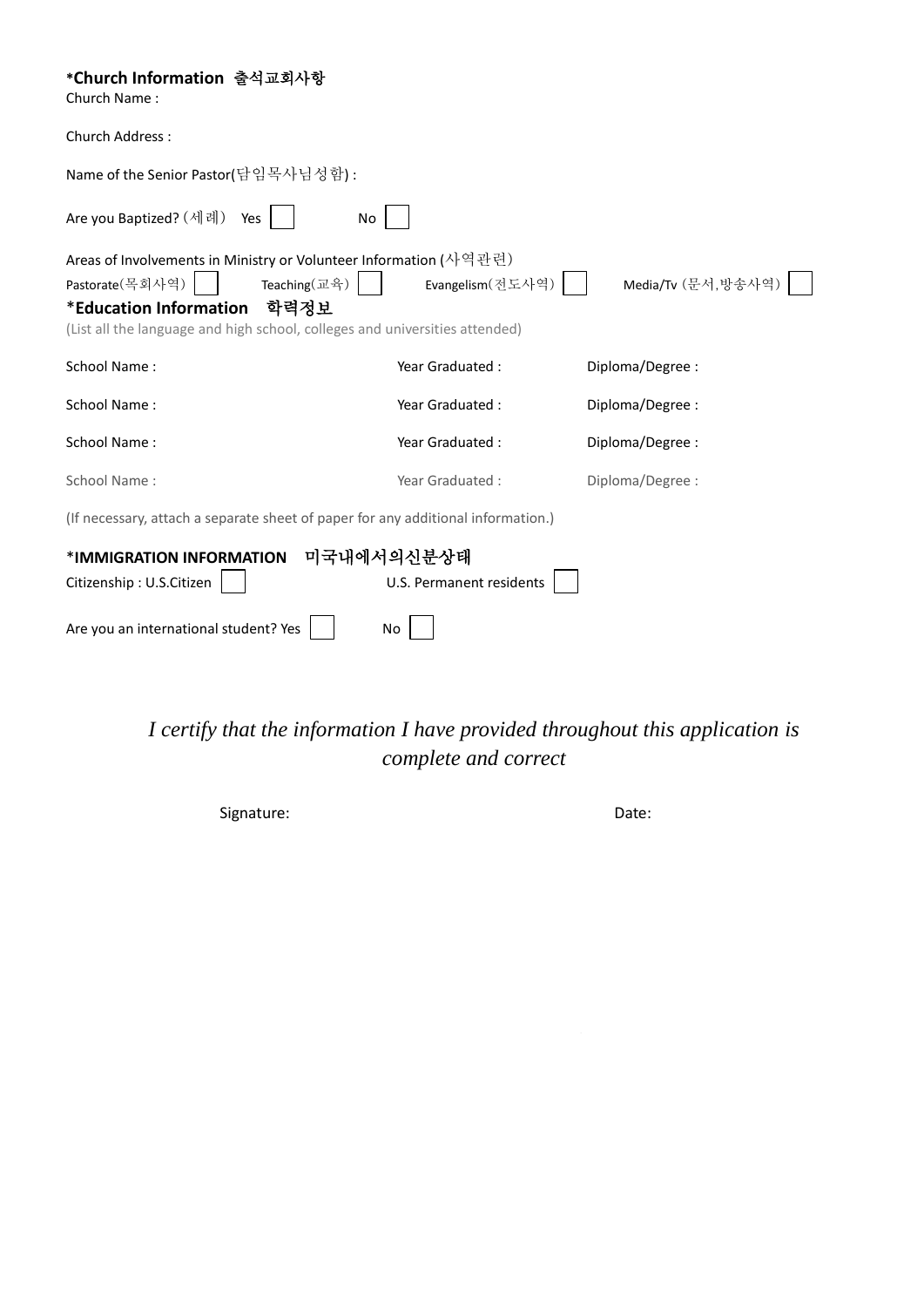**\*Church Information 출석교회사항**

Church Name :

Church Address :

Name of the Senior Pastor(담임목사님성함) :

Are you Baptized? (세례) Yes ☐ No ☐

Areas of Involvements in Ministry or Volunteer Information (사역관련)

Pastorate(목회사역) ☐ Teaching(교육) ☐ Evangelism(전도사역) ☐ Media/Tv (문서,방송사역) ☐

**\*Education Information 학력정보**

(List all the language and high school, colleges and universities attended)

| | | |
|---|---|---|
| School Name : | Year Graduated : | Diploma/Degree : |
| School Name : | Year Graduated : | Diploma/Degree : |
| School Name : | Year Graduated : | Diploma/Degree : |
| School Name : | Year Graduated : | Diploma/Degree : |

(If necessary, attach a separate sheet of paper for any additional information.)

**\*IMMIGRATION INFORMATION 미국내에서의신분상태**

Citizenship : U.S.Citizen ☐ U.S. Permanent residents ☐

Are you an international student? Yes ☐ No ☐

*I certify that the information I have provided throughout this application is complete and correct*

Signature: Date: